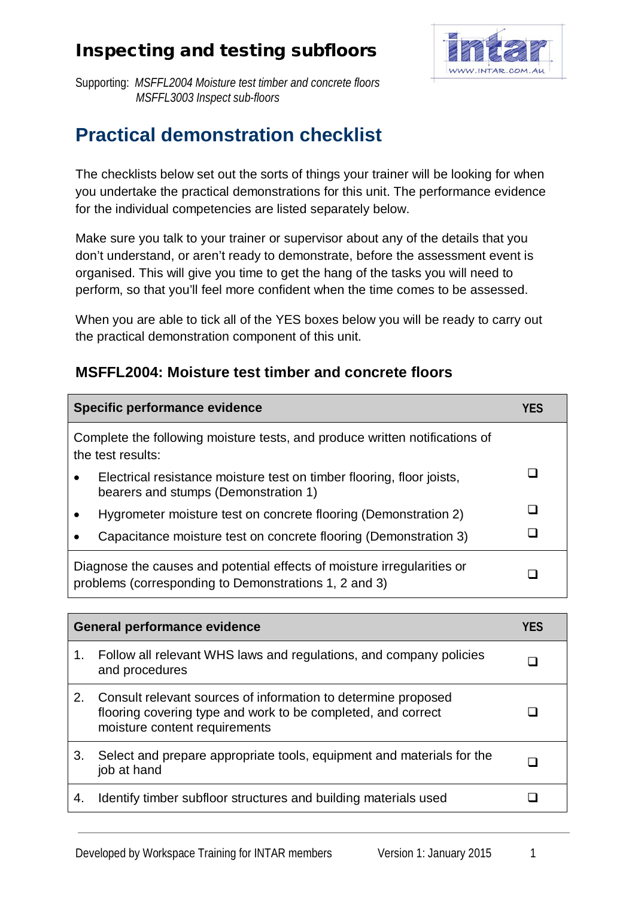# Inspecting and testing subfloors

Supporting: *MSFFL2004 Moisture test timber and concrete floors*
*MSFFL3003 Inspect sub-floors*

## Practical demonstration checklist

The checklists below set out the sorts of things your trainer will be looking for when you undertake the practical demonstrations for this unit. The performance evidence for the individual competencies are listed separately below.

Make sure you talk to your trainer or supervisor about any of the details that you don't understand, or aren't ready to demonstrate, before the assessment event is organised. This will give you time to get the hang of the tasks you will need to perform, so that you'll feel more confident when the time comes to be assessed.

When you are able to tick all of the YES boxes below you will be ready to carry out the practical demonstration component of this unit.

### MSFFL2004: Moisture test timber and concrete floors

| Specific performance evidence | YES |
|---|---|
| Complete the following moisture tests, and produce written notifications of the test results: | |
| • Electrical resistance moisture test on timber flooring, floor joists, bearers and stumps (Demonstration 1) | ❑ |
| • Hygrometer moisture test on concrete flooring (Demonstration 2) | ❑ |
| • Capacitance moisture test on concrete flooring (Demonstration 3) | ❑ |
| Diagnose the causes and potential effects of moisture irregularities or problems (corresponding to Demonstrations 1, 2 and 3) | ❑ |

| General performance evidence | YES |
|---|---|
| 1. Follow all relevant WHS laws and regulations, and company policies and procedures | ❑ |
| 2. Consult relevant sources of information to determine proposed flooring covering type and work to be completed, and correct moisture content requirements | ❑ |
| 3. Select and prepare appropriate tools, equipment and materials for the job at hand | ❑ |
| 4. Identify timber subfloor structures and building materials used | ❑ |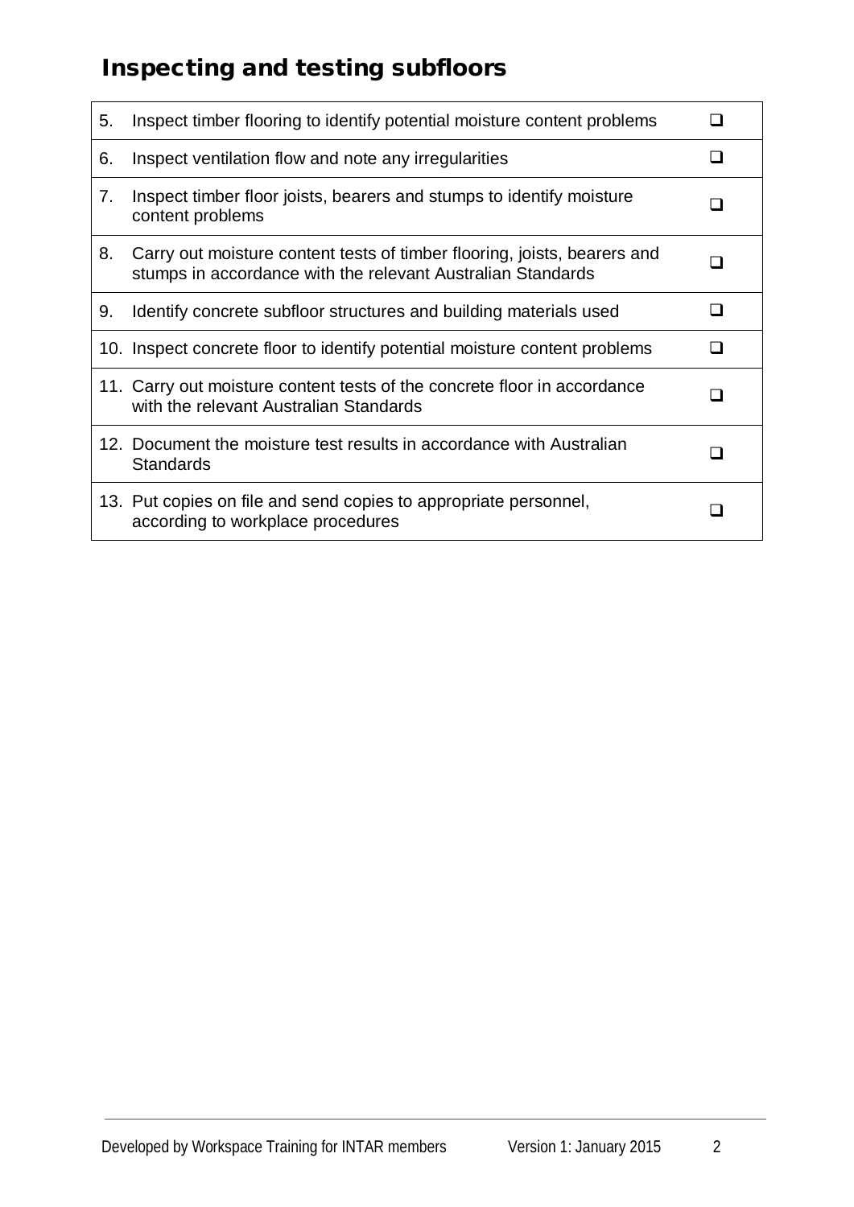## Inspecting and testing subfloors

| | | |
|---|---|---|
| 5. | Inspect timber flooring to identify potential moisture content problems | ❑ |
| 6. | Inspect ventilation flow and note any irregularities | ❑ |
| 7. | Inspect timber floor joists, bearers and stumps to identify moisture content problems | ❑ |
| 8. | Carry out moisture content tests of timber flooring, joists, bearers and stumps in accordance with the relevant Australian Standards | ❑ |
| 9. | Identify concrete subfloor structures and building materials used | ❑ |
| 10. | Inspect concrete floor to identify potential moisture content problems | ❑ |
| 11. | Carry out moisture content tests of the concrete floor in accordance with the relevant Australian Standards | ❑ |
| 12. | Document the moisture test results in accordance with Australian Standards | ❑ |
| 13. | Put copies on file and send copies to appropriate personnel, according to workplace procedures | ❑ |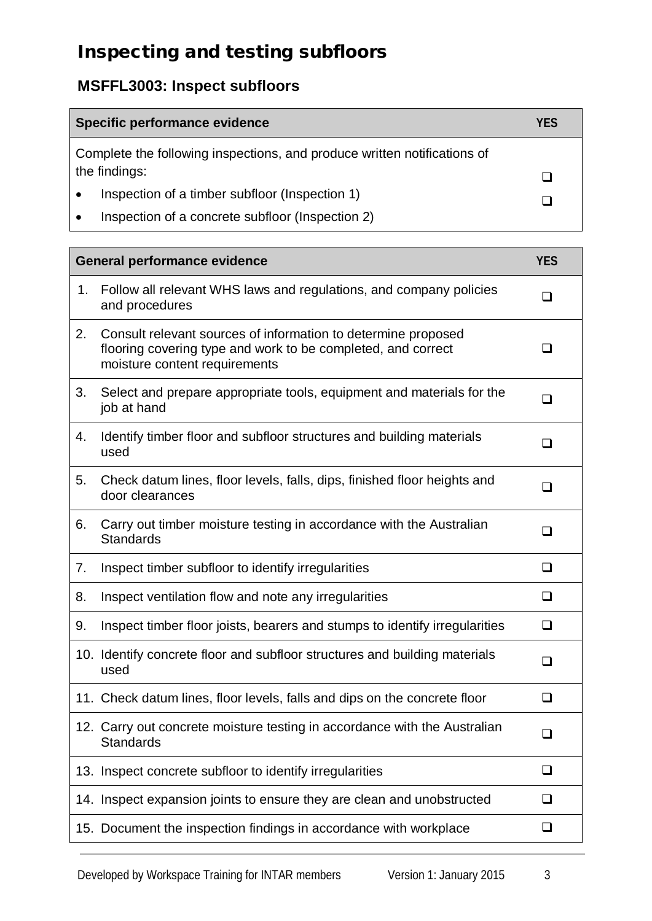# Inspecting and testing subfloors

## MSFFL3003: Inspect subfloors

| Specific performance evidence | YES |
| --- | --- |
| Complete the following inspections, and produce written notifications of the findings:<br>• Inspection of a timber subfloor (Inspection 1)<br>• Inspection of a concrete subfloor (Inspection 2) | ❑<br>❑ |

| General performance evidence | YES |
| --- | --- |
| 1. Follow all relevant WHS laws and regulations, and company policies and procedures | ❑ |
| 2. Consult relevant sources of information to determine proposed flooring covering type and work to be completed, and correct moisture content requirements | ❑ |
| 3. Select and prepare appropriate tools, equipment and materials for the job at hand | ❑ |
| 4. Identify timber floor and subfloor structures and building materials used | ❑ |
| 5. Check datum lines, floor levels, falls, dips, finished floor heights and door clearances | ❑ |
| 6. Carry out timber moisture testing in accordance with the Australian Standards | ❑ |
| 7. Inspect timber subfloor to identify irregularities | ❑ |
| 8. Inspect ventilation flow and note any irregularities | ❑ |
| 9. Inspect timber floor joists, bearers and stumps to identify irregularities | ❑ |
| 10. Identify concrete floor and subfloor structures and building materials used | ❑ |
| 11. Check datum lines, floor levels, falls and dips on the concrete floor | ❑ |
| 12. Carry out concrete moisture testing in accordance with the Australian Standards | ❑ |
| 13. Inspect concrete subfloor to identify irregularities | ❑ |
| 14. Inspect expansion joints to ensure they are clean and unobstructed | ❑ |
| 15. Document the inspection findings in accordance with workplace | ❑ |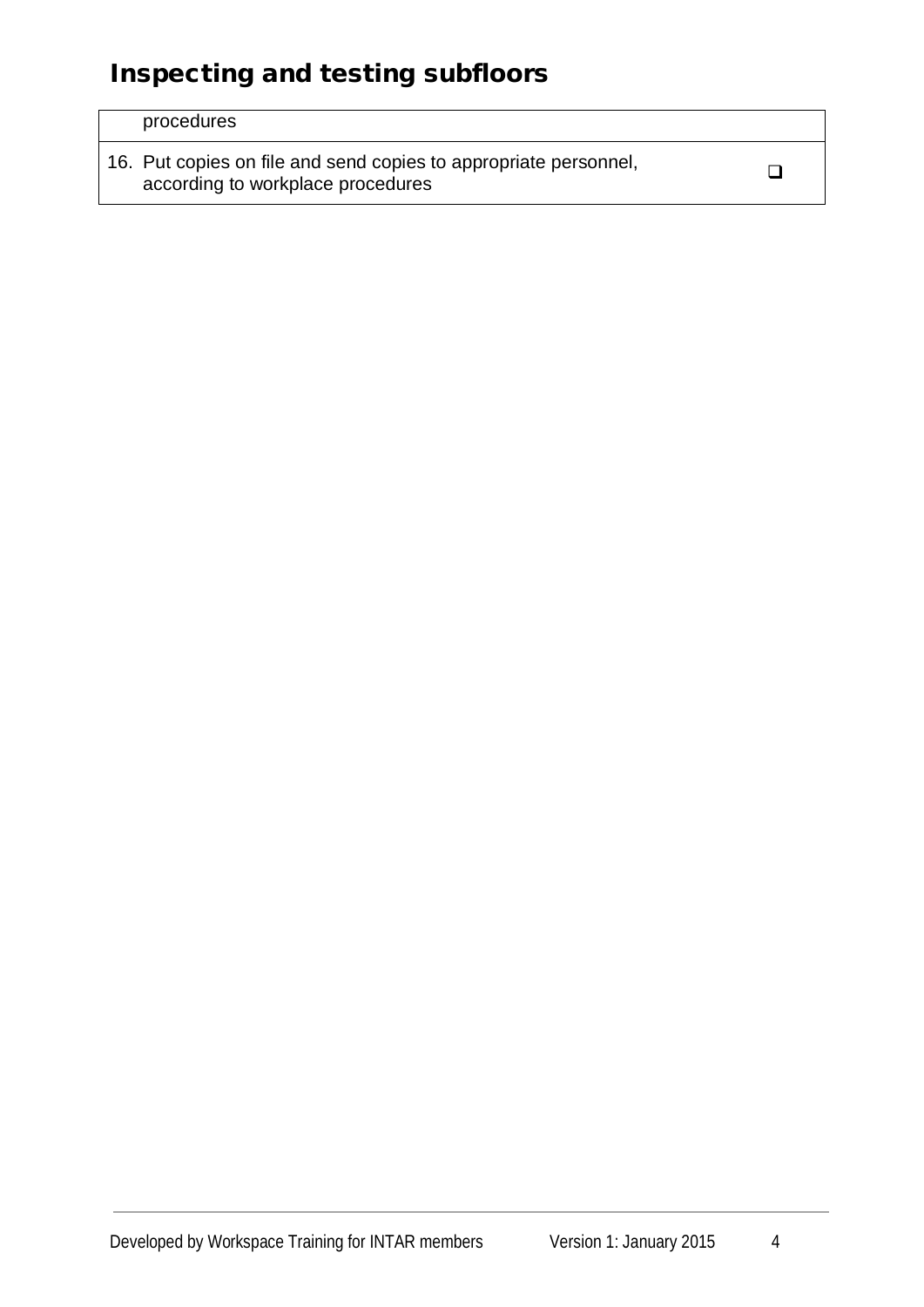| | |
|---|---|
| procedures | |
| 16. Put copies on file and send copies to appropriate personnel, according to workplace procedures | ❑ |